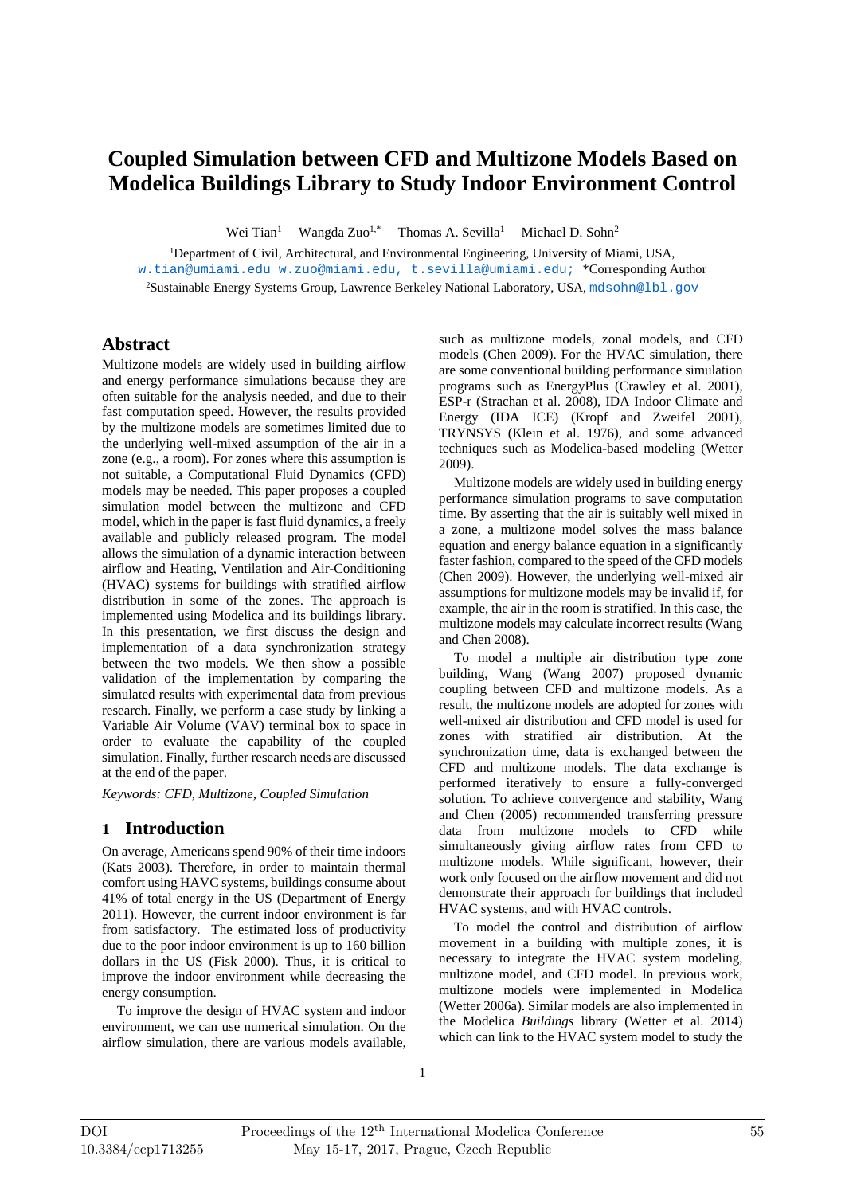# Coupled Simulation between CFD and Multizone Models Based on Modelica Buildings Library to Study Indoor Environment Control

Wei Tian[1] Wangda Zuo[1,*] Thomas A. Sevilla[1] Michael D. Sohn[2]

[1]Department of Civil, Architectural, and Environmental Engineering, University of Miami, USA, w.tian@umiami.edu w.zuo@miami.edu, t.sevilla@umiami.edu; *Corresponding Author

[2]Sustainable Energy Systems Group, Lawrence Berkeley National Laboratory, USA, mdsohn@lbl.gov

## Abstract

Multizone models are widely used in building airflow and energy performance simulations because they are often suitable for the analysis needed, and due to their fast computation speed. However, the results provided by the multizone models are sometimes limited due to the underlying well-mixed assumption of the air in a zone (e.g., a room). For zones where this assumption is not suitable, a Computational Fluid Dynamics (CFD) models may be needed. This paper proposes a coupled simulation model between the multizone and CFD model, which in the paper is fast fluid dynamics, a freely available and publicly released program. The model allows the simulation of a dynamic interaction between airflow and Heating, Ventilation and Air-Conditioning (HVAC) systems for buildings with stratified airflow distribution in some of the zones. The approach is implemented using Modelica and its buildings library. In this presentation, we first discuss the design and implementation of a data synchronization strategy between the two models. We then show a possible validation of the implementation by comparing the simulated results with experimental data from previous research. Finally, we perform a case study by linking a Variable Air Volume (VAV) terminal box to space in order to evaluate the capability of the coupled simulation. Finally, further research needs are discussed at the end of the paper.

*Keywords: CFD, Multizone, Coupled Simulation*

## 1 Introduction

On average, Americans spend 90% of their time indoors (Kats 2003). Therefore, in order to maintain thermal comfort using HAVC systems, buildings consume about 41% of total energy in the US (Department of Energy 2011). However, the current indoor environment is far from satisfactory. The estimated loss of productivity due to the poor indoor environment is up to 160 billion dollars in the US (Fisk 2000). Thus, it is critical to improve the indoor environment while decreasing the energy consumption.

To improve the design of HVAC system and indoor environment, we can use numerical simulation. On the airflow simulation, there are various models available, such as multizone models, zonal models, and CFD models (Chen 2009). For the HVAC simulation, there are some conventional building performance simulation programs such as EnergyPlus (Crawley et al. 2001), ESP-r (Strachan et al. 2008), IDA Indoor Climate and Energy (IDA ICE) (Kropf and Zweifel 2001), TRYNSYS (Klein et al. 1976), and some advanced techniques such as Modelica-based modeling (Wetter 2009).

Multizone models are widely used in building energy performance simulation programs to save computation time. By asserting that the air is suitably well mixed in a zone, a multizone model solves the mass balance equation and energy balance equation in a significantly faster fashion, compared to the speed of the CFD models (Chen 2009). However, the underlying well-mixed air assumptions for multizone models may be invalid if, for example, the air in the room is stratified. In this case, the multizone models may calculate incorrect results (Wang and Chen 2008).

To model a multiple air distribution type zone building, Wang (Wang 2007) proposed dynamic coupling between CFD and multizone models. As a result, the multizone models are adopted for zones with well-mixed air distribution and CFD model is used for zones with stratified air distribution. At the synchronization time, data is exchanged between the CFD and multizone models. The data exchange is performed iteratively to ensure a fully-converged solution. To achieve convergence and stability, Wang and Chen (2005) recommended transferring pressure data from multizone models to CFD while simultaneously giving airflow rates from CFD to multizone models. While significant, however, their work only focused on the airflow movement and did not demonstrate their approach for buildings that included HVAC systems, and with HVAC controls.

To model the control and distribution of airflow movement in a building with multiple zones, it is necessary to integrate the HVAC system modeling, multizone model, and CFD model. In previous work, multizone models were implemented in Modelica (Wetter 2006a). Similar models are also implemented in the Modelica *Buildings* library (Wetter et al. 2014) which can link to the HVAC system model to study the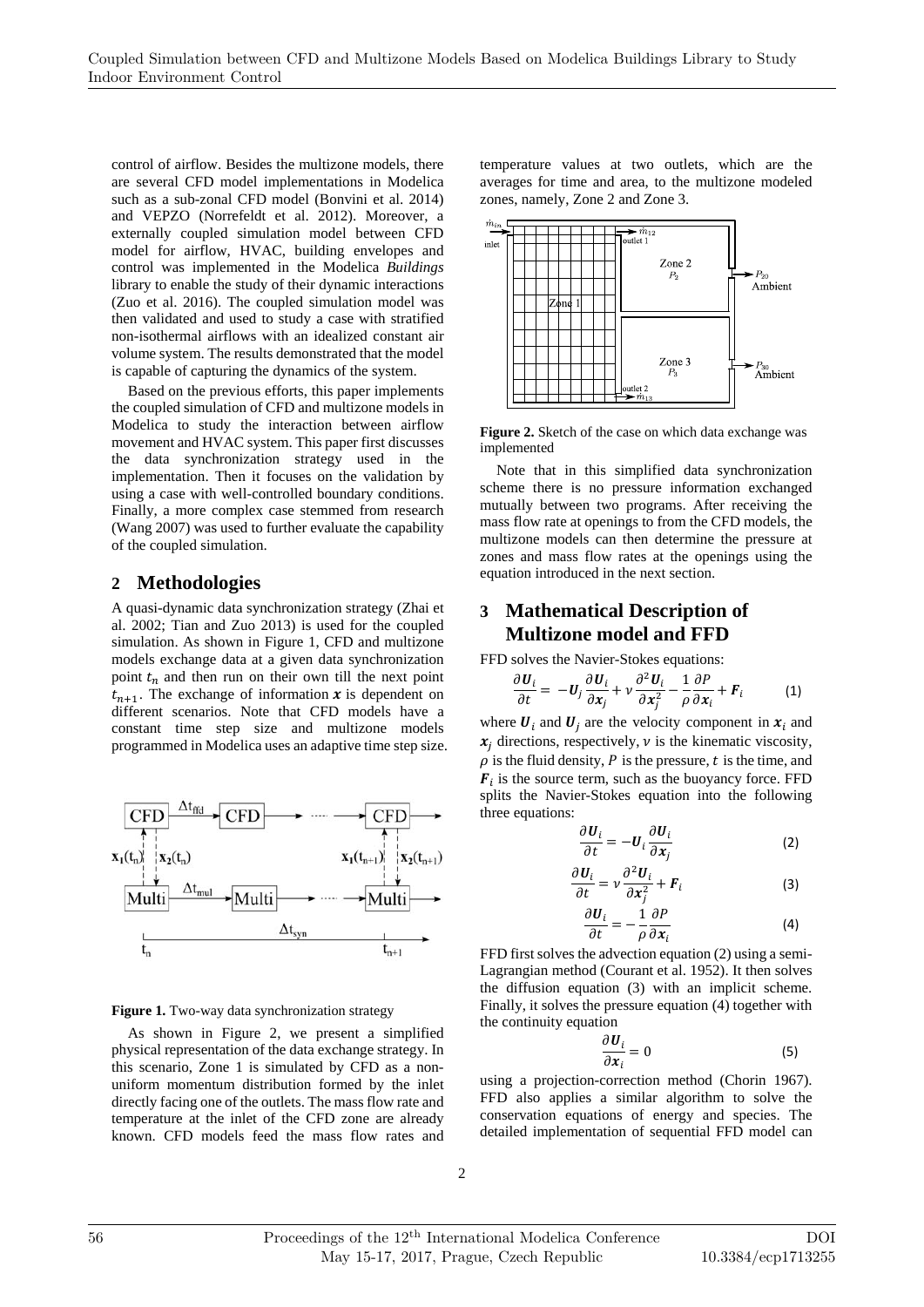control of airflow. Besides the multizone models, there are several CFD model implementations in Modelica such as a sub-zonal CFD model (Bonvini et al. 2014) and VEPZO (Norrefeldt et al. 2012). Moreover, a externally coupled simulation model between CFD model for airflow, HVAC, building envelopes and control was implemented in the Modelica *Buildings* library to enable the study of their dynamic interactions (Zuo et al. 2016). The coupled simulation model was then validated and used to study a case with stratified non-isothermal airflows with an idealized constant air volume system. The results demonstrated that the model is capable of capturing the dynamics of the system.

Based on the previous efforts, this paper implements the coupled simulation of CFD and multizone models in Modelica to study the interaction between airflow movement and HVAC system. This paper first discusses the data synchronization strategy used in the implementation. Then it focuses on the validation by using a case with well-controlled boundary conditions. Finally, a more complex case stemmed from research (Wang 2007) was used to further evaluate the capability of the coupled simulation.

## 2 Methodologies

A quasi-dynamic data synchronization strategy (Zhai et al. 2002; Tian and Zuo 2013) is used for the coupled simulation. As shown in Figure 1, CFD and multizone models exchange data at a given data synchronization point $t_n$ and then run on their own till the next point $t_{n+1}$. The exchange of information $\boldsymbol{x}$ is dependent on different scenarios. Note that CFD models have a constant time step size and multizone models programmed in Modelica uses an adaptive time step size.

**Figure 1.** Two-way data synchronization strategy

As shown in Figure 2, we present a simplified physical representation of the data exchange strategy. In this scenario, Zone 1 is simulated by CFD as a non-uniform momentum distribution formed by the inlet directly facing one of the outlets. The mass flow rate and temperature at the inlet of the CFD zone are already known. CFD models feed the mass flow rates and temperature values at two outlets, which are the averages for time and area, to the multizone modeled zones, namely, Zone 2 and Zone 3.

**Figure 2.** Sketch of the case on which data exchange was implemented

Note that in this simplified data synchronization scheme there is no pressure information exchanged mutually between two programs. After receiving the mass flow rate at openings to from the CFD models, the multizone models can then determine the pressure at zones and mass flow rates at the openings using the equation introduced in the next section.

## 3 Mathematical Description of Multizone model and FFD

FFD solves the Navier-Stokes equations:

$$\frac{\partial \boldsymbol{U}_i}{\partial t} = -\boldsymbol{U}_j \frac{\partial \boldsymbol{U}_i}{\partial \boldsymbol{x}_j} + \nu \frac{\partial^2 \boldsymbol{U}_i}{\partial \boldsymbol{x}_j^2} - \frac{1}{\rho}\frac{\partial P}{\partial \boldsymbol{x}_i} + \boldsymbol{F}_i \tag{1}$$

where $\boldsymbol{U}_i$ and $\boldsymbol{U}_j$ are the velocity component in $\boldsymbol{x}_i$ and $\boldsymbol{x}_j$ directions, respectively, $\nu$ is the kinematic viscosity, $\rho$ is the fluid density, $P$ is the pressure, $t$ is the time, and $\boldsymbol{F}_i$ is the source term, such as the buoyancy force. FFD splits the Navier-Stokes equation into the following three equations:

$$\frac{\partial \boldsymbol{U}_i}{\partial t} = -\boldsymbol{U}_i \frac{\partial \boldsymbol{U}_i}{\partial \boldsymbol{x}_j} \tag{2}$$

$$\frac{\partial \boldsymbol{U}_i}{\partial t} = \nu \frac{\partial^2 \boldsymbol{U}_i}{\partial \boldsymbol{x}_j^2} + \boldsymbol{F}_i \tag{3}$$

$$\frac{\partial \boldsymbol{U}_i}{\partial t} = -\frac{1}{\rho}\frac{\partial P}{\partial \boldsymbol{x}_i} \tag{4}$$

FFD first solves the advection equation (2) using a semi-Lagrangian method (Courant et al. 1952). It then solves the diffusion equation (3) with an implicit scheme. Finally, it solves the pressure equation (4) together with the continuity equation

$$\frac{\partial \boldsymbol{U}_i}{\partial \boldsymbol{x}_i} = 0 \tag{5}$$

using a projection-correction method (Chorin 1967). FFD also applies a similar algorithm to solve the conservation equations of energy and species. The detailed implementation of sequential FFD model can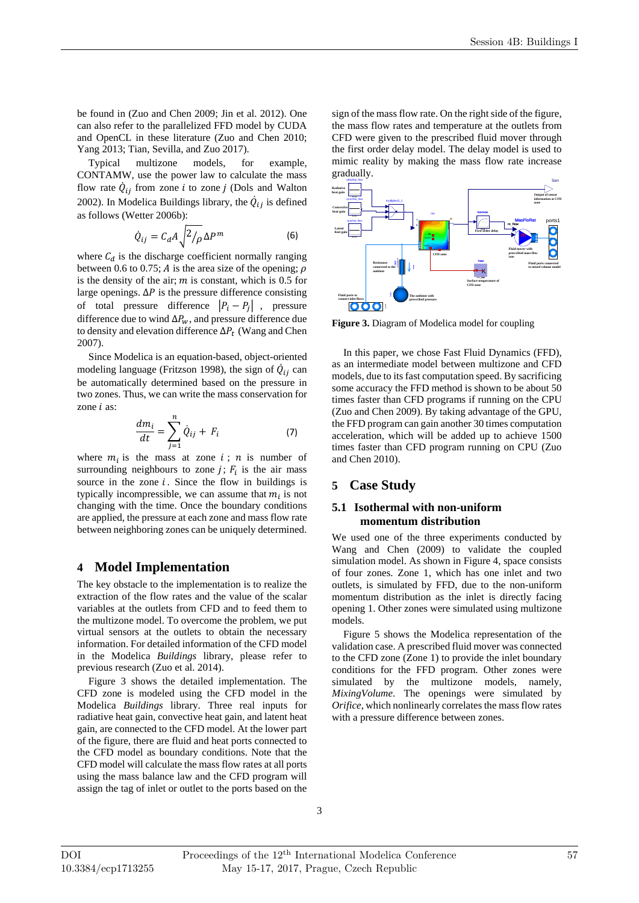be found in (Zuo and Chen 2009; Jin et al. 2012). One can also refer to the parallelized FFD model by CUDA and OpenCL in these literature (Zuo and Chen 2010; Yang 2013; Tian, Sevilla, and Zuo 2017).

Typical multizone models, for example, CONTAMW, use the power law to calculate the mass flow rate $\dot{Q}_{ij}$ from zone $i$ to zone $j$ (Dols and Walton 2002). In Modelica Buildings library, the $\dot{Q}_{ij}$ is defined as follows (Wetter 2006b):

$$\dot{Q}_{ij} = C_d A \sqrt{2/\rho}\, \Delta P^m \tag{6}$$

where $C_d$ is the discharge coefficient normally ranging between 0.6 to 0.75; $A$ is the area size of the opening; $\rho$ is the density of the air; $m$ is constant, which is 0.5 for large openings. $\Delta P$ is the pressure difference consisting of total pressure difference $|P_i - P_j|$, pressure difference due to wind $\Delta P_w$, and pressure difference due to density and elevation difference $\Delta P_t$ (Wang and Chen 2007).

Since Modelica is an equation-based, object-oriented modeling language (Fritzson 1998), the sign of $\dot{Q}_{ij}$ can be automatically determined based on the pressure in two zones. Thus, we can write the mass conservation for zone $i$ as:

$$\frac{dm_i}{dt} = \sum_{j=1}^{n} \dot{Q}_{ij} + F_i \tag{7}$$

where $m_i$ is the mass at zone $i$; $n$ is number of surrounding neighbours to zone $j$; $F_i$ is the air mass source in the zone $i$. Since the flow in buildings is typically incompressible, we can assume that $m_i$ is not changing with the time. Once the boundary conditions are applied, the pressure at each zone and mass flow rate between neighboring zones can be uniquely determined.

# 4 Model Implementation

The key obstacle to the implementation is to realize the extraction of the flow rates and the value of the scalar variables at the outlets from CFD and to feed them to the multizone model. To overcome the problem, we put virtual sensors at the outlets to obtain the necessary information. For detailed information of the CFD model in the Modelica *Buildings* library, please refer to previous research (Zuo et al. 2014).

Figure 3 shows the detailed implementation. The CFD zone is modeled using the CFD model in the Modelica *Buildings* library. Three real inputs for radiative heat gain, convective heat gain, and latent heat gain, are connected to the CFD model. At the lower part of the figure, there are fluid and heat ports connected to the CFD model as boundary conditions. Note that the CFD model will calculate the mass flow rates at all ports using the mass balance law and the CFD program will assign the tag of inlet or outlet to the ports based on the sign of the mass flow rate. On the right side of the figure, the mass flow rates and temperature at the outlets from CFD were given to the prescribed fluid mover through the first order delay model. The delay model is used to mimic reality by making the mass flow rate increase gradually.

**Figure 3.** Diagram of Modelica model for coupling

In this paper, we chose Fast Fluid Dynamics (FFD), as an intermediate model between multizone and CFD models, due to its fast computation speed. By sacrificing some accuracy the FFD method is shown to be about 50 times faster than CFD programs if running on the CPU (Zuo and Chen 2009). By taking advantage of the GPU, the FFD program can gain another 30 times computation acceleration, which will be added up to achieve 1500 times faster than CFD program running on CPU (Zuo and Chen 2010).

# 5 Case Study

## 5.1 Isothermal with non-uniform momentum distribution

We used one of the three experiments conducted by Wang and Chen (2009) to validate the coupled simulation model. As shown in Figure 4, space consists of four zones. Zone 1, which has one inlet and two outlets, is simulated by FFD, due to the non-uniform momentum distribution as the inlet is directly facing opening 1. Other zones were simulated using multizone models.

Figure 5 shows the Modelica representation of the validation case. A prescribed fluid mover was connected to the CFD zone (Zone 1) to provide the inlet boundary conditions for the FFD program. Other zones were simulated by the multizone models, namely, *MixingVolume*. The openings were simulated by *Orifice*, which nonlinearly correlates the mass flow rates with a pressure difference between zones.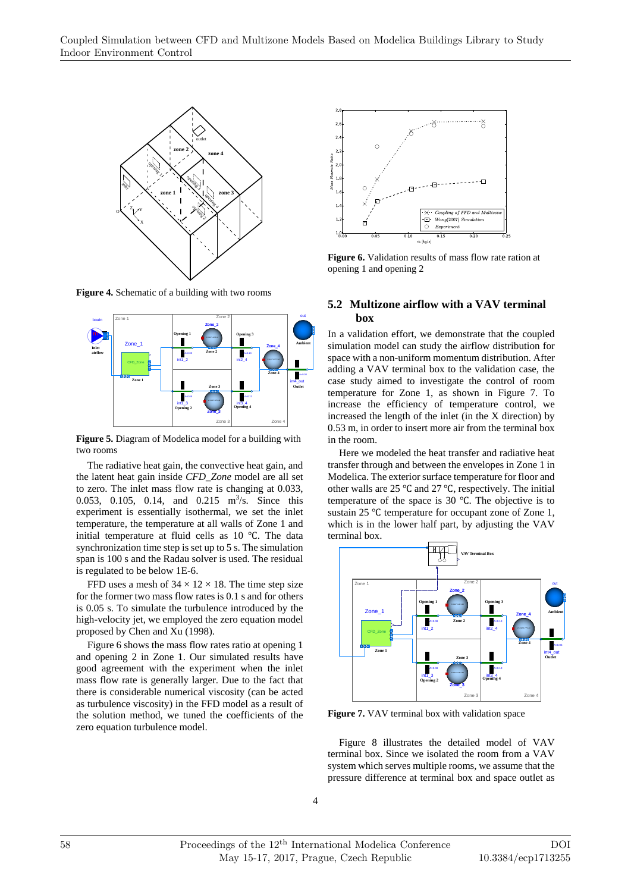Figure 4. Schematic of a building with two rooms

Figure 5. Diagram of Modelica model for a building with two rooms

The radiative heat gain, the convective heat gain, and the latent heat gain inside *CFD_Zone* model are all set to zero. The inlet mass flow rate is changing at 0.033, 0.053, 0.105, 0.14, and 0.215 $m^3/s$. Since this experiment is essentially isothermal, we set the inlet temperature, the temperature at all walls of Zone 1 and initial temperature at fluid cells as 10 ℃. The data synchronization time step is set up to 5 s. The simulation span is 100 s and the Radau solver is used. The residual is regulated to be below 1E-6.

FFD uses a mesh of 34 × 12 × 18. The time step size for the former two mass flow rates is 0.1 s and for others is 0.05 s. To simulate the turbulence introduced by the high-velocity jet, we employed the zero equation model proposed by Chen and Xu (1998).

Figure 6 shows the mass flow rates ratio at opening 1 and opening 2 in Zone 1. Our simulated results have good agreement with the experiment when the inlet mass flow rate is generally larger. Due to the fact that there is considerable numerical viscosity (can be acted as turbulence viscosity) in the FFD model as a result of the solution method, we tuned the coefficients of the zero equation turbulence model.

Figure 6. Validation results of mass flow rate ration at opening 1 and opening 2

## 5.2 Multizone airflow with a VAV terminal box

In a validation effort, we demonstrate that the coupled simulation model can study the airflow distribution for space with a non-uniform momentum distribution. After adding a VAV terminal box to the validation case, the case study aimed to investigate the control of room temperature for Zone 1, as shown in Figure 7. To increase the efficiency of temperature control, we increased the length of the inlet (in the X direction) by 0.53 m, in order to insert more air from the terminal box in the room.

Here we modeled the heat transfer and radiative heat transfer through and between the envelopes in Zone 1 in Modelica. The exterior surface temperature for floor and other walls are 25 ℃ and 27 ℃, respectively. The initial temperature of the space is 30 ℃. The objective is to sustain 25 ℃ temperature for occupant zone of Zone 1, which is in the lower half part, by adjusting the VAV terminal box.

Figure 7. VAV terminal box with validation space

Figure 8 illustrates the detailed model of VAV terminal box. Since we isolated the room from a VAV system which serves multiple rooms, we assume that the pressure difference at terminal box and space outlet as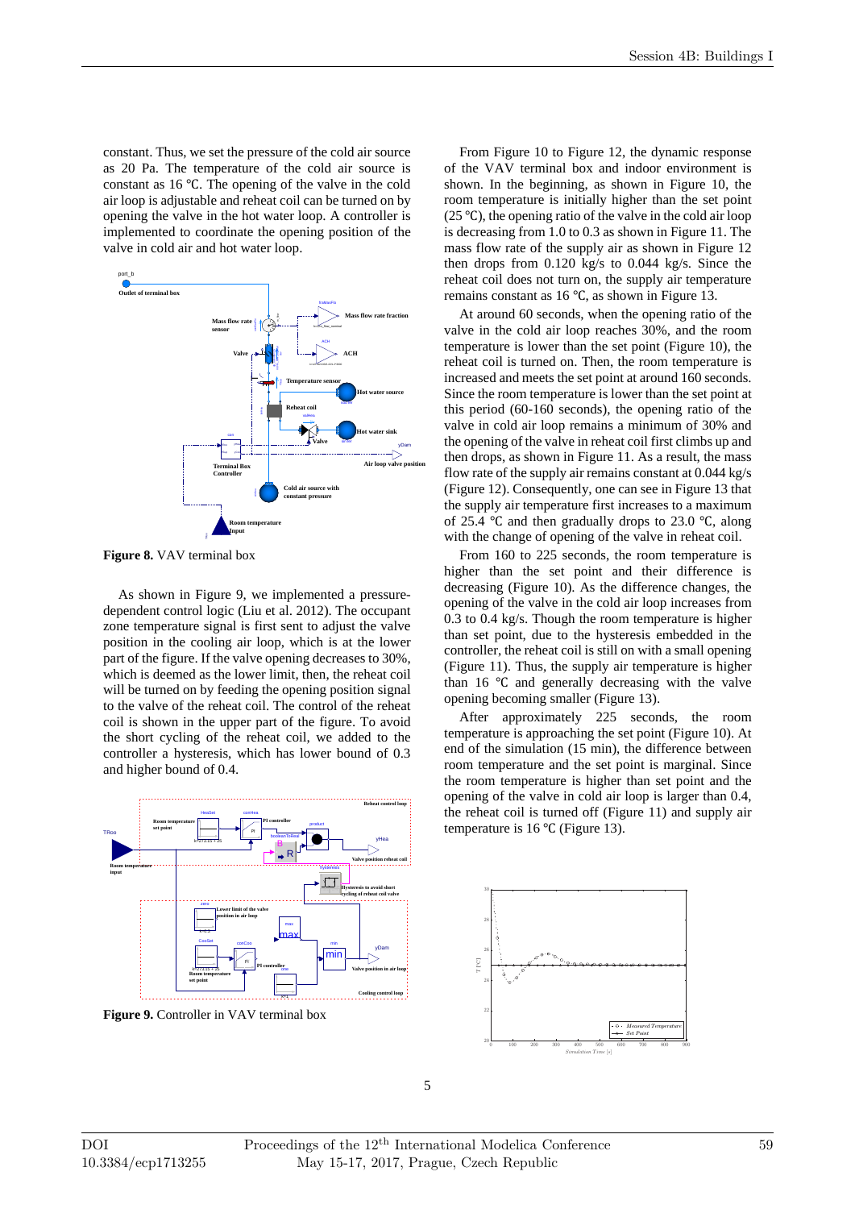constant. Thus, we set the pressure of the cold air source as 20 Pa. The temperature of the cold air source is constant as 16 ℃. The opening of the valve in the cold air loop is adjustable and reheat coil can be turned on by opening the valve in the hot water loop. A controller is implemented to coordinate the opening position of the valve in cold air and hot water loop.

**Figure 8.** VAV terminal box

As shown in Figure 9, we implemented a pressure-dependent control logic (Liu et al. 2012). The occupant zone temperature signal is first sent to adjust the valve position in the cooling air loop, which is at the lower part of the figure. If the valve opening decreases to 30%, which is deemed as the lower limit, then, the reheat coil will be turned on by feeding the opening position signal to the valve of the reheat coil. The control of the reheat coil is shown in the upper part of the figure. To avoid the short cycling of the reheat coil, we added to the controller a hysteresis, which has lower bound of 0.3 and higher bound of 0.4.

**Figure 9.** Controller in VAV terminal box

From Figure 10 to Figure 12, the dynamic response of the VAV terminal box and indoor environment is shown. In the beginning, as shown in Figure 10, the room temperature is initially higher than the set point (25 ℃), the opening ratio of the valve in the cold air loop is decreasing from 1.0 to 0.3 as shown in Figure 11. The mass flow rate of the supply air as shown in Figure 12 then drops from 0.120 kg/s to 0.044 kg/s. Since the reheat coil does not turn on, the supply air temperature remains constant as 16 ℃, as shown in Figure 13.

At around 60 seconds, when the opening ratio of the valve in the cold air loop reaches 30%, and the room temperature is lower than the set point (Figure 10), the reheat coil is turned on. Then, the room temperature is increased and meets the set point at around 160 seconds. Since the room temperature is lower than the set point at this period (60-160 seconds), the opening ratio of the valve in cold air loop remains a minimum of 30% and the opening of the valve in reheat coil first climbs up and then drops, as shown in Figure 11. As a result, the mass flow rate of the supply air remains constant at 0.044 kg/s (Figure 12). Consequently, one can see in Figure 13 that the supply air temperature first increases to a maximum of 25.4 ℃ and then gradually drops to 23.0 ℃, along with the change of opening of the valve in reheat coil.

From 160 to 225 seconds, the room temperature is higher than the set point and their difference is decreasing (Figure 10). As the difference changes, the opening of the valve in the cold air loop increases from 0.3 to 0.4 kg/s. Though the room temperature is higher than set point, due to the hysteresis embedded in the controller, the reheat coil is still on with a small opening (Figure 11). Thus, the supply air temperature is higher than 16 ℃ and generally decreasing with the valve opening becoming smaller (Figure 13).

After approximately 225 seconds, the room temperature is approaching the set point (Figure 10). At end of the simulation (15 min), the difference between room temperature and the set point is marginal. Since the room temperature is higher than set point and the opening of the valve in cold air loop is larger than 0.4, the reheat coil is turned off (Figure 11) and supply air temperature is 16 ℃ (Figure 13).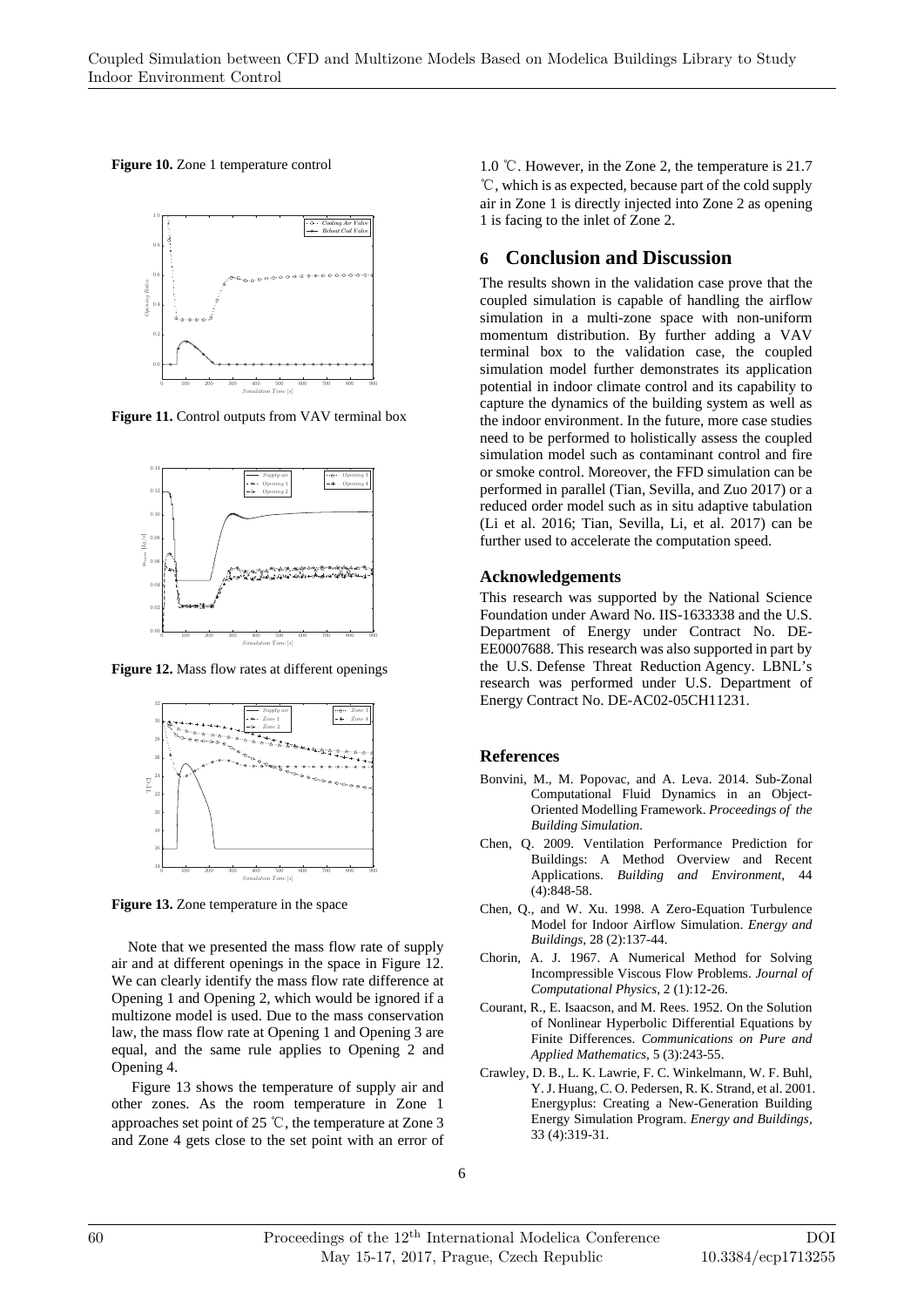**Figure 10.** Zone 1 temperature control

**Figure 11.** Control outputs from VAV terminal box

**Figure 12.** Mass flow rates at different openings

**Figure 13.** Zone temperature in the space

Note that we presented the mass flow rate of supply air and at different openings in the space in Figure 12. We can clearly identify the mass flow rate difference at Opening 1 and Opening 2, which would be ignored if a multizone model is used. Due to the mass conservation law, the mass flow rate at Opening 1 and Opening 3 are equal, and the same rule applies to Opening 2 and Opening 4.

Figure 13 shows the temperature of supply air and other zones. As the room temperature in Zone 1 approaches set point of 25 ℃, the temperature at Zone 3 and Zone 4 gets close to the set point with an error of 1.0 ℃. However, in the Zone 2, the temperature is 21.7 ℃, which is as expected, because part of the cold supply air in Zone 1 is directly injected into Zone 2 as opening 1 is facing to the inlet of Zone 2.

## 6 Conclusion and Discussion

The results shown in the validation case prove that the coupled simulation is capable of handling the airflow simulation in a multi-zone space with non-uniform momentum distribution. By further adding a VAV terminal box to the validation case, the coupled simulation model further demonstrates its application potential in indoor climate control and its capability to capture the dynamics of the building system as well as the indoor environment. In the future, more case studies need to be performed to holistically assess the coupled simulation model such as contaminant control and fire or smoke control. Moreover, the FFD simulation can be performed in parallel (Tian, Sevilla, and Zuo 2017) or a reduced order model such as in situ adaptive tabulation (Li et al. 2016; Tian, Sevilla, Li, et al. 2017) can be further used to accelerate the computation speed.

### Acknowledgements

This research was supported by the National Science Foundation under Award No. IIS-1633338 and the U.S. Department of Energy under Contract No. DE-EE0007688. This research was also supported in part by the U.S. Defense Threat Reduction Agency. LBNL's research was performed under U.S. Department of Energy Contract No. DE-AC02-05CH11231.

### References

Bonvini, M., M. Popovac, and A. Leva. 2014. Sub-Zonal Computational Fluid Dynamics in an Object-Oriented Modelling Framework. *Proceedings of the Building Simulation*.

Chen, Q. 2009. Ventilation Performance Prediction for Buildings: A Method Overview and Recent Applications. *Building and Environment*, 44 (4):848-58.

Chen, Q., and W. Xu. 1998. A Zero-Equation Turbulence Model for Indoor Airflow Simulation. *Energy and Buildings*, 28 (2):137-44.

Chorin, A. J. 1967. A Numerical Method for Solving Incompressible Viscous Flow Problems. *Journal of Computational Physics*, 2 (1):12-26.

Courant, R., E. Isaacson, and M. Rees. 1952. On the Solution of Nonlinear Hyperbolic Differential Equations by Finite Differences. *Communications on Pure and Applied Mathematics*, 5 (3):243-55.

Crawley, D. B., L. K. Lawrie, F. C. Winkelmann, W. F. Buhl, Y. J. Huang, C. O. Pedersen, R. K. Strand, et al. 2001. Energyplus: Creating a New-Generation Building Energy Simulation Program. *Energy and Buildings*, 33 (4):319-31.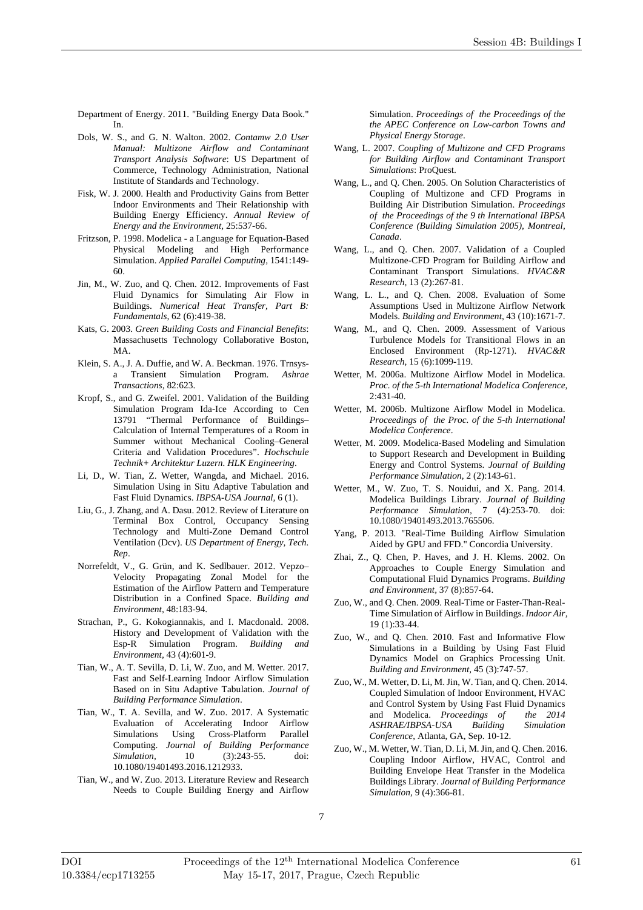Department of Energy. 2011. "Building Energy Data Book." In.

Dols, W. S., and G. N. Walton. 2002. *Contamw 2.0 User Manual: Multizone Airflow and Contaminant Transport Analysis Software*: US Department of Commerce, Technology Administration, National Institute of Standards and Technology.

Fisk, W. J. 2000. Health and Productivity Gains from Better Indoor Environments and Their Relationship with Building Energy Efficiency. *Annual Review of Energy and the Environment,* 25:537-66.

Fritzson, P. 1998. Modelica - a Language for Equation-Based Physical Modeling and High Performance Simulation. *Applied Parallel Computing*, 1541:149-60.

Jin, M., W. Zuo, and Q. Chen. 2012. Improvements of Fast Fluid Dynamics for Simulating Air Flow in Buildings. *Numerical Heat Transfer, Part B: Fundamentals*, 62 (6):419-38.

Kats, G. 2003. *Green Building Costs and Financial Benefits*: Massachusetts Technology Collaborative Boston, MA.

Klein, S. A., J. A. Duffie, and W. A. Beckman. 1976. Trnsys-a Transient Simulation Program. *Ashrae Transactions*, 82:623.

Kropf, S., and G. Zweifel. 2001. Validation of the Building Simulation Program Ida-Ice According to Cen 13791 "Thermal Performance of Buildings–Calculation of Internal Temperatures of a Room in Summer without Mechanical Cooling–General Criteria and Validation Procedures". *Hochschule Technik+ Architektur Luzern. HLK Engineering*.

Li, D., W. Tian, Z. Wetter, Wangda, and Michael. 2016. Simulation Using in Situ Adaptive Tabulation and Fast Fluid Dynamics. *IBPSA-USA Journal*, 6 (1).

Liu, G., J. Zhang, and A. Dasu. 2012. Review of Literature on Terminal Box Control, Occupancy Sensing Technology and Multi-Zone Demand Control Ventilation (Dcv). *US Department of Energy, Tech. Rep*.

Norrefeldt, V., G. Grün, and K. Sedlbauer. 2012. Vepzo–Velocity Propagating Zonal Model for the Estimation of the Airflow Pattern and Temperature Distribution in a Confined Space. *Building and Environment*, 48:183-94.

Strachan, P., G. Kokogiannakis, and I. Macdonald. 2008. History and Development of Validation with the Esp-R Simulation Program. *Building and Environment*, 43 (4):601-9.

Tian, W., A. T. Sevilla, D. Li, W. Zuo, and M. Wetter. 2017. Fast and Self-Learning Indoor Airflow Simulation Based on in Situ Adaptive Tabulation. *Journal of Building Performance Simulation*.

Tian, W., T. A. Sevilla, and W. Zuo. 2017. A Systematic Evaluation of Accelerating Indoor Airflow Simulations Using Cross-Platform Parallel Computing. *Journal of Building Performance Simulation*, 10 (3):243-55. doi: 10.1080/19401493.2016.1212933.

Tian, W., and W. Zuo. 2013. Literature Review and Research Needs to Couple Building Energy and Airflow Simulation. *Proceedings of the Proceedings of the the APEC Conference on Low-carbon Towns and Physical Energy Storage*.

Wang, L. 2007. *Coupling of Multizone and CFD Programs for Building Airflow and Contaminant Transport Simulations*: ProQuest.

Wang, L., and Q. Chen. 2005. On Solution Characteristics of Coupling of Multizone and CFD Programs in Building Air Distribution Simulation. *Proceedings of the Proceedings of the 9 th International IBPSA Conference (Building Simulation 2005), Montreal, Canada*.

Wang, L., and Q. Chen. 2007. Validation of a Coupled Multizone-CFD Program for Building Airflow and Contaminant Transport Simulations. *HVAC&R Research*, 13 (2):267-81.

Wang, L. L., and Q. Chen. 2008. Evaluation of Some Assumptions Used in Multizone Airflow Network Models. *Building and Environment*, 43 (10):1671-7.

Wang, M., and Q. Chen. 2009. Assessment of Various Turbulence Models for Transitional Flows in an Enclosed Environment (Rp-1271). *HVAC&R Research*, 15 (6):1099-119.

Wetter, M. 2006a. Multizone Airflow Model in Modelica. *Proc. of the 5-th International Modelica Conference*, 2:431-40.

Wetter, M. 2006b. Multizone Airflow Model in Modelica. *Proceedings of the Proc. of the 5-th International Modelica Conference*.

Wetter, M. 2009. Modelica-Based Modeling and Simulation to Support Research and Development in Building Energy and Control Systems. *Journal of Building Performance Simulation*, 2 (2):143-61.

Wetter, M., W. Zuo, T. S. Nouidui, and X. Pang. 2014. Modelica Buildings Library. *Journal of Building Performance Simulation*, 7 (4):253-70. doi: 10.1080/19401493.2013.765506.

Yang, P. 2013. "Real-Time Building Airflow Simulation Aided by GPU and FFD." Concordia University.

Zhai, Z., Q. Chen, P. Haves, and J. H. Klems. 2002. On Approaches to Couple Energy Simulation and Computational Fluid Dynamics Programs. *Building and Environment*, 37 (8):857-64.

Zuo, W., and Q. Chen. 2009. Real-Time or Faster-Than-Real-Time Simulation of Airflow in Buildings. *Indoor Air*, 19 (1):33-44.

Zuo, W., and Q. Chen. 2010. Fast and Informative Flow Simulations in a Building by Using Fast Fluid Dynamics Model on Graphics Processing Unit. *Building and Environment*, 45 (3):747-57.

Zuo, W., M. Wetter, D. Li, M. Jin, W. Tian, and Q. Chen. 2014. Coupled Simulation of Indoor Environment, HVAC and Control System by Using Fast Fluid Dynamics and Modelica. *Proceedings of the 2014 ASHRAE/IBPSA-USA Building Simulation Conference*, Atlanta, GA, Sep. 10-12.

Zuo, W., M. Wetter, W. Tian, D. Li, M. Jin, and Q. Chen. 2016. Coupling Indoor Airflow, HVAC, Control and Building Envelope Heat Transfer in the Modelica Buildings Library. *Journal of Building Performance Simulation*, 9 (4):366-81.